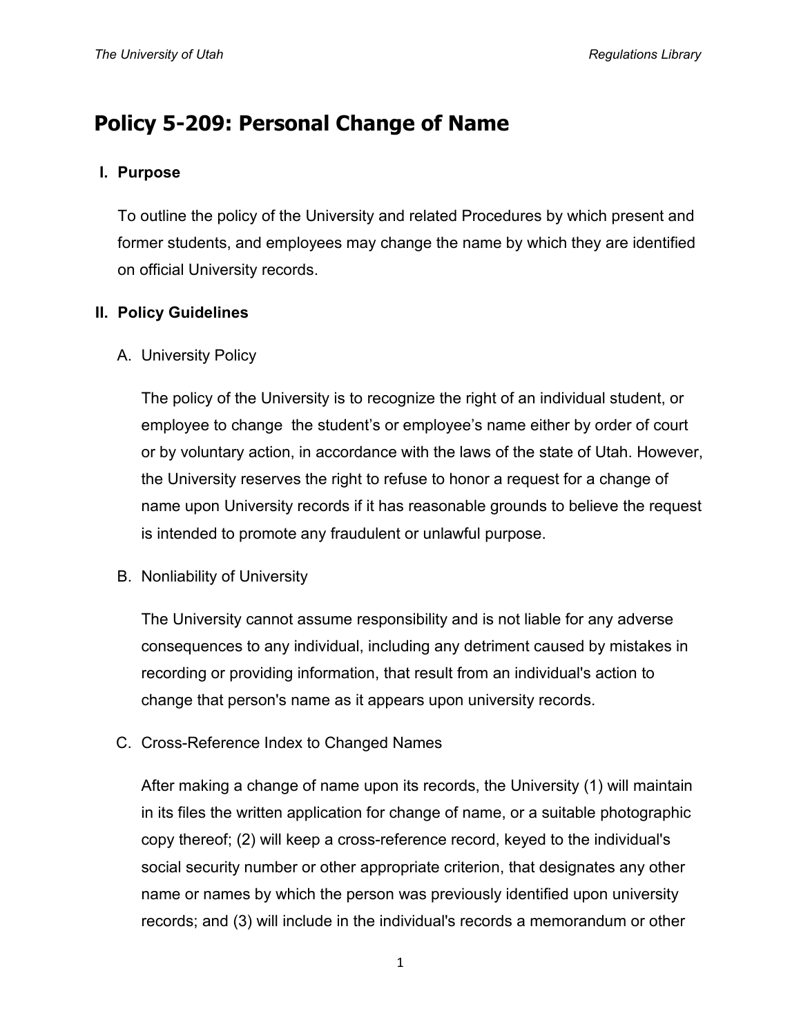# Policy 5-209: Personal Change of Name

## I. Purpose

To outline the policy of the University and related Procedures by which present and former students, and employees may change the name by which they are identified on official University records.

## II. Policy Guidelines

### A. University Policy

The policy of the University is to recognize the right of an individual student, or employee to change the student's or employee's name either by order of court or by voluntary action, in accordance with the laws of the state of Utah. However, the University reserves the right to refuse to honor a request for a change of name upon University records if it has reasonable grounds to believe the request is intended to promote any fraudulent or unlawful purpose.

### B. Nonliability of University

The University cannot assume responsibility and is not liable for any adverse consequences to any individual, including any detriment caused by mistakes in recording or providing information, that result from an individual's action to change that person's name as it appears upon university records.

### C. Cross-Reference Index to Changed Names

After making a change of name upon its records, the University (1) will maintain in its files the written application for change of name, or a suitable photographic copy thereof; (2) will keep a cross-reference record, keyed to the individual's social security number or other appropriate criterion, that designates any other name or names by which the person was previously identified upon university records; and (3) will include in the individual's records a memorandum or other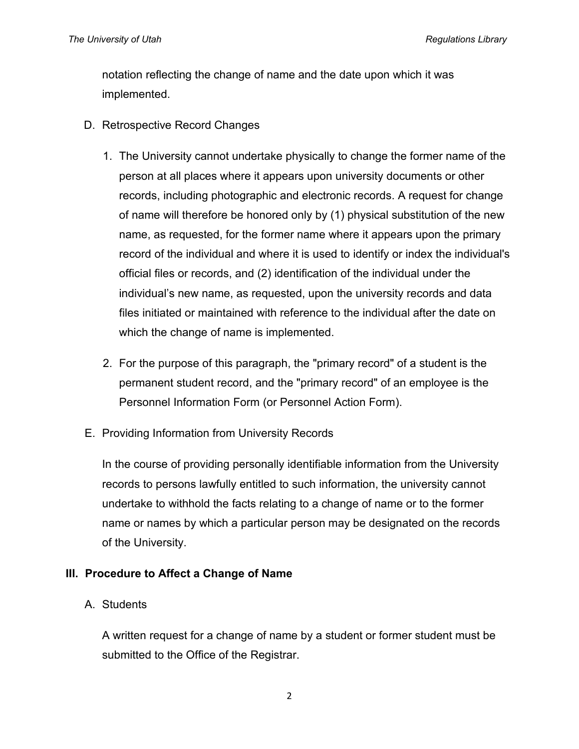notation reflecting the change of name and the date upon which it was implemented.

D. Retrospective Record Changes

1. The University cannot undertake physically to change the former name of the person at all places where it appears upon university documents or other records, including photographic and electronic records. A request for change of name will therefore be honored only by (1) physical substitution of the new name, as requested, for the former name where it appears upon the primary record of the individual and where it is used to identify or index the individual's official files or records, and (2) identification of the individual under the individual's new name, as requested, upon the university records and data files initiated or maintained with reference to the individual after the date on which the change of name is implemented.

2. For the purpose of this paragraph, the "primary record" of a student is the permanent student record, and the "primary record" of an employee is the Personnel Information Form (or Personnel Action Form).

E. Providing Information from University Records

In the course of providing personally identifiable information from the University records to persons lawfully entitled to such information, the university cannot undertake to withhold the facts relating to a change of name or to the former name or names by which a particular person may be designated on the records of the University.

## III. Procedure to Affect a Change of Name

A. Students

A written request for a change of name by a student or former student must be submitted to the Office of the Registrar.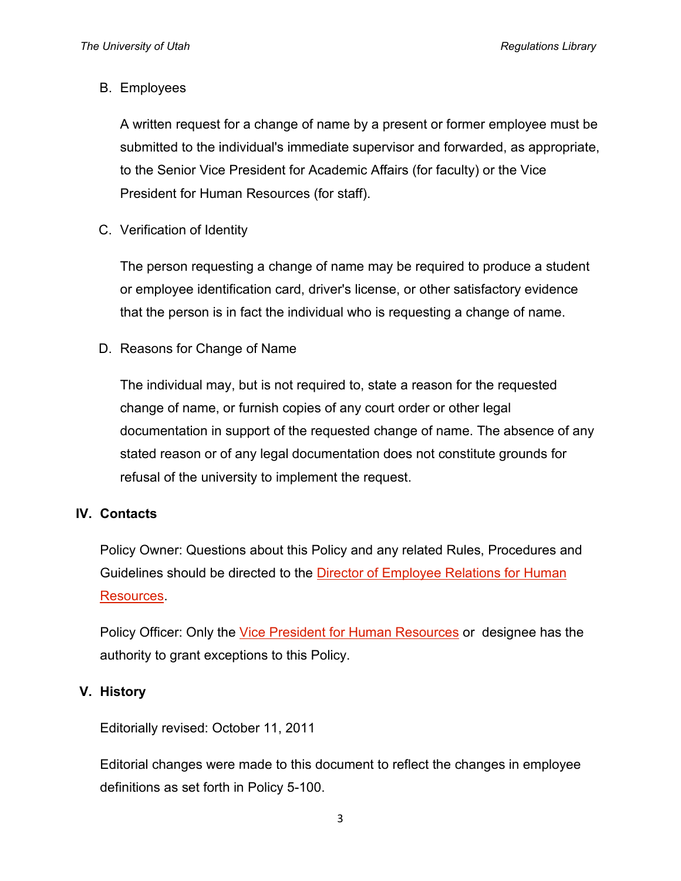B. Employees

A written request for a change of name by a present or former employee must be submitted to the individual's immediate supervisor and forwarded, as appropriate, to the Senior Vice President for Academic Affairs (for faculty) or the Vice President for Human Resources (for staff).

C. Verification of Identity

The person requesting a change of name may be required to produce a student or employee identification card, driver's license, or other satisfactory evidence that the person is in fact the individual who is requesting a change of name.

D. Reasons for Change of Name

The individual may, but is not required to, state a reason for the requested change of name, or furnish copies of any court order or other legal documentation in support of the requested change of name. The absence of any stated reason or of any legal documentation does not constitute grounds for refusal of the university to implement the request.

## IV. Contacts

Policy Owner: Questions about this Policy and any related Rules, Procedures and Guidelines should be directed to the Director of Employee Relations for Human Resources.

Policy Officer: Only the Vice President for Human Resources or designee has the authority to grant exceptions to this Policy.

## V. History

Editorially revised: October 11, 2011

Editorial changes were made to this document to reflect the changes in employee definitions as set forth in Policy 5-100.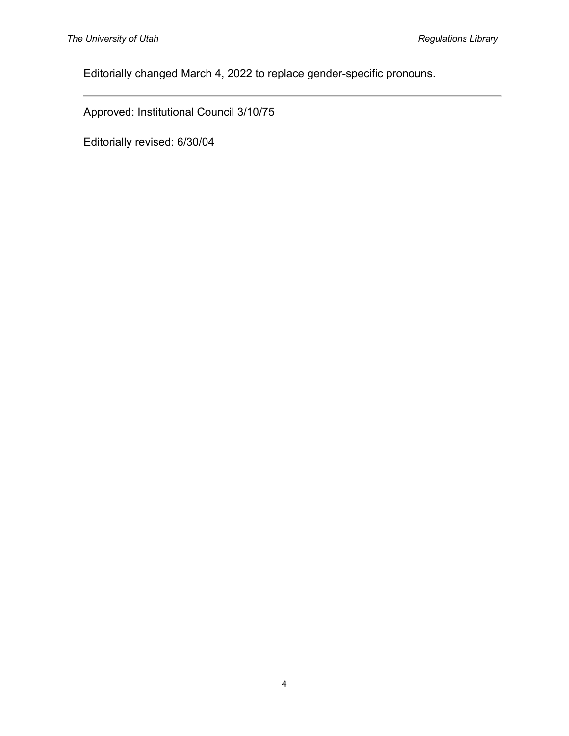Editorially changed March 4, 2022 to replace gender-specific pronouns.

---

Approved: Institutional Council 3/10/75

Editorially revised: 6/30/04